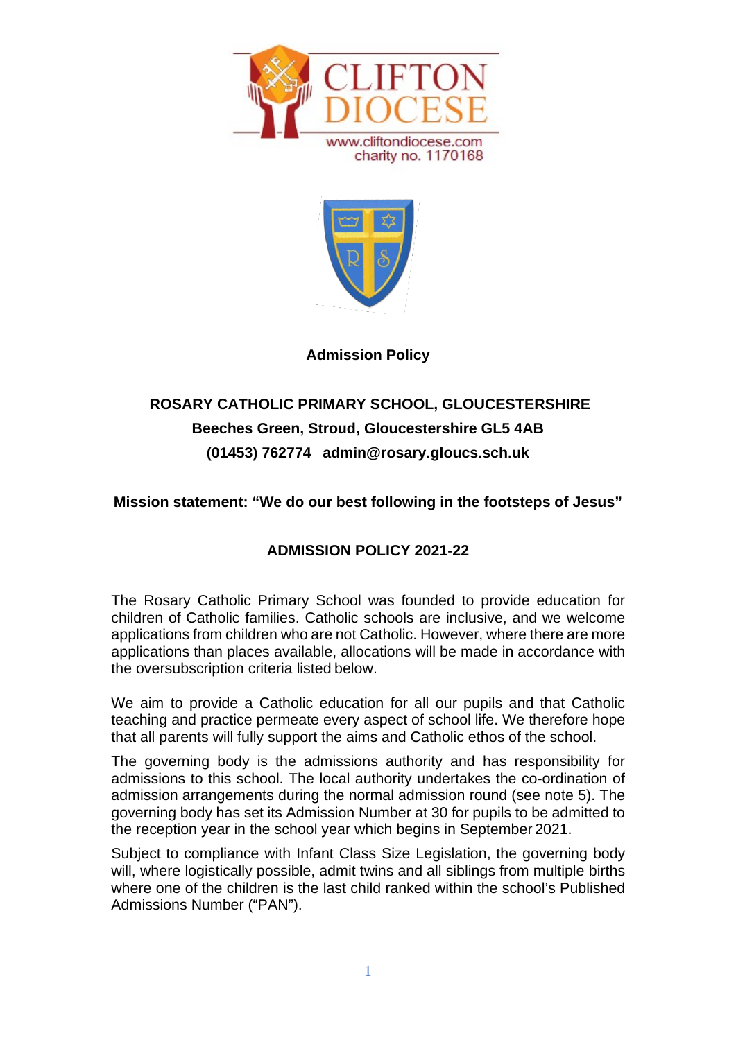CLIFTON DIOCESE

www.cliftondiocese.com
charity no. 1170168

**Admission Policy**

**ROSARY CATHOLIC PRIMARY SCHOOL, GLOUCESTERSHIRE**
**Beeches Green, Stroud, Gloucestershire GL5 4AB**
**(01453) 762774 admin@rosary.gloucs.sch.uk**

**Mission statement: "We do our best following in the footsteps of Jesus"**

## ADMISSION POLICY 2021-22

The Rosary Catholic Primary School was founded to provide education for children of Catholic families. Catholic schools are inclusive, and we welcome applications from children who are not Catholic. However, where there are more applications than places available, allocations will be made in accordance with the oversubscription criteria listed below.

We aim to provide a Catholic education for all our pupils and that Catholic teaching and practice permeate every aspect of school life. We therefore hope that all parents will fully support the aims and Catholic ethos of the school.

The governing body is the admissions authority and has responsibility for admissions to this school. The local authority undertakes the co-ordination of admission arrangements during the normal admission round (see note 5). The governing body has set its Admission Number at 30 for pupils to be admitted to the reception year in the school year which begins in September 2021.

Subject to compliance with Infant Class Size Legislation, the governing body will, where logistically possible, admit twins and all siblings from multiple births where one of the children is the last child ranked within the school's Published Admissions Number ("PAN").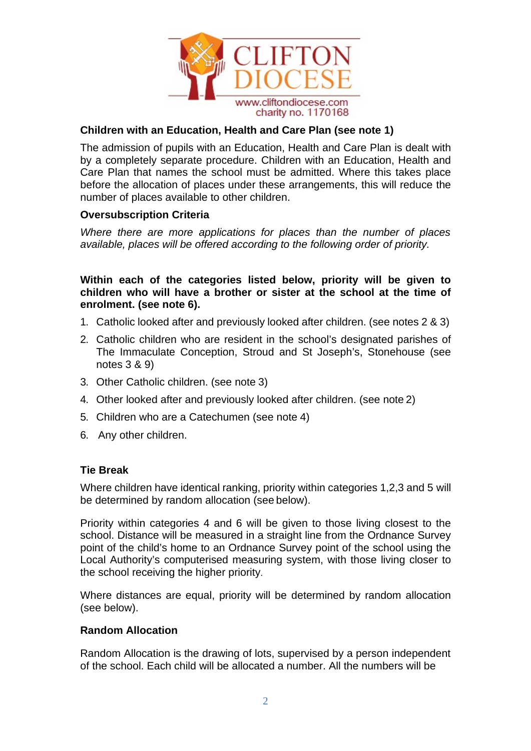**Children with an Education, Health and Care Plan (see note 1)**

The admission of pupils with an Education, Health and Care Plan is dealt with by a completely separate procedure. Children with an Education, Health and Care Plan that names the school must be admitted. Where this takes place before the allocation of places under these arrangements, this will reduce the number of places available to other children.

**Oversubscription Criteria**

*Where there are more applications for places than the number of places available, places will be offered according to the following order of priority.*

**Within each of the categories listed below, priority will be given to children who will have a brother or sister at the school at the time of enrolment. (see note 6).**

1. Catholic looked after and previously looked after children. (see notes 2 & 3)
2. Catholic children who are resident in the school's designated parishes of The Immaculate Conception, Stroud and St Joseph's, Stonehouse (see notes 3 & 9)
3. Other Catholic children. (see note 3)
4. Other looked after and previously looked after children. (see note 2)
5. Children who are a Catechumen (see note 4)
6. Any other children.

**Tie Break**

Where children have identical ranking, priority within categories 1,2,3 and 5 will be determined by random allocation (see below).

Priority within categories 4 and 6 will be given to those living closest to the school. Distance will be measured in a straight line from the Ordnance Survey point of the child's home to an Ordnance Survey point of the school using the Local Authority's computerised measuring system, with those living closer to the school receiving the higher priority.

Where distances are equal, priority will be determined by random allocation (see below).

**Random Allocation**

Random Allocation is the drawing of lots, supervised by a person independent of the school. Each child will be allocated a number. All the numbers will be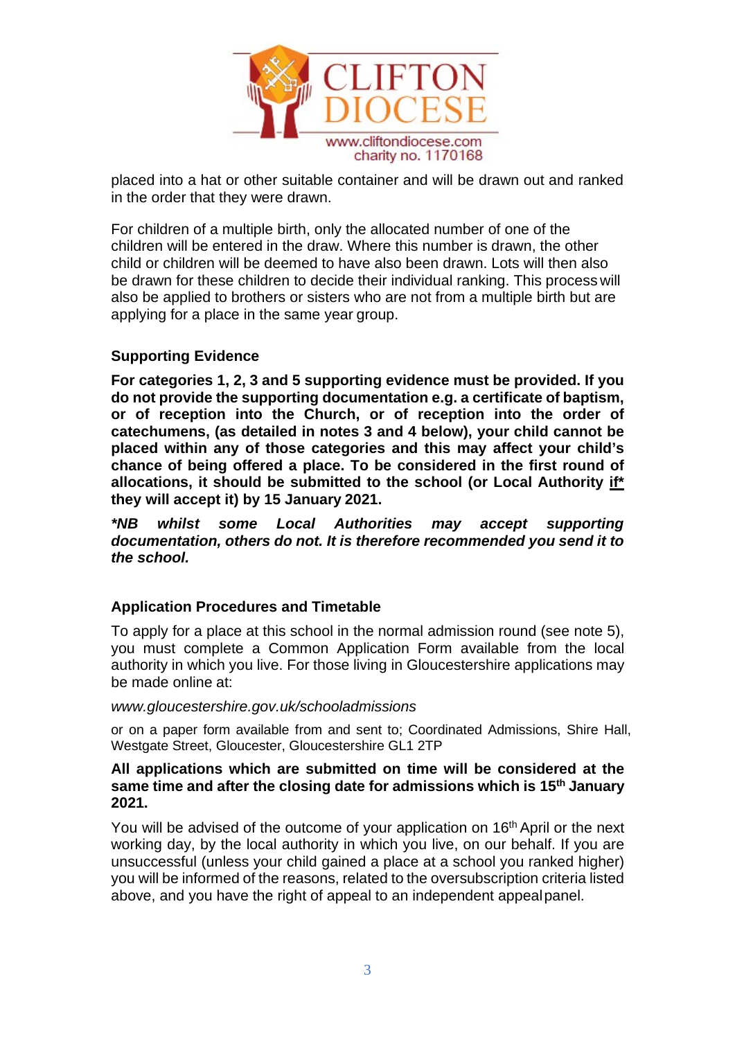placed into a hat or other suitable container and will be drawn out and ranked in the order that they were drawn.

For children of a multiple birth, only the allocated number of one of the children will be entered in the draw. Where this number is drawn, the other child or children will be deemed to have also been drawn. Lots will then also be drawn for these children to decide their individual ranking. This process will also be applied to brothers or sisters who are not from a multiple birth but are applying for a place in the same year group.

### Supporting Evidence

**For categories 1, 2, 3 and 5 supporting evidence must be provided. If you do not provide the supporting documentation e.g. a certificate of baptism, or of reception into the Church, or of reception into the order of catechumens, (as detailed in notes 3 and 4 below), your child cannot be placed within any of those categories and this may affect your child's chance of being offered a place. To be considered in the first round of allocations, it should be submitted to the school (or Local Authority <u>if*</u> they will accept it) by 15 January 2021.**

***NB whilst some Local Authorities may accept supporting documentation, others do not. It is therefore recommended you send it to the school.***

### Application Procedures and Timetable

To apply for a place at this school in the normal admission round (see note 5), you must complete a Common Application Form available from the local authority in which you live. For those living in Gloucestershire applications may be made online at:

*www.gloucestershire.gov.uk/schooladmissions*

or on a paper form available from and sent to; Coordinated Admissions, Shire Hall, Westgate Street, Gloucester, Gloucestershire GL1 2TP

**All applications which are submitted on time will be considered at the same time and after the closing date for admissions which is 15th January 2021.**

You will be advised of the outcome of your application on 16th April or the next working day, by the local authority in which you live, on our behalf. If you are unsuccessful (unless your child gained a place at a school you ranked higher) you will be informed of the reasons, related to the oversubscription criteria listed above, and you have the right of appeal to an independent appeal panel.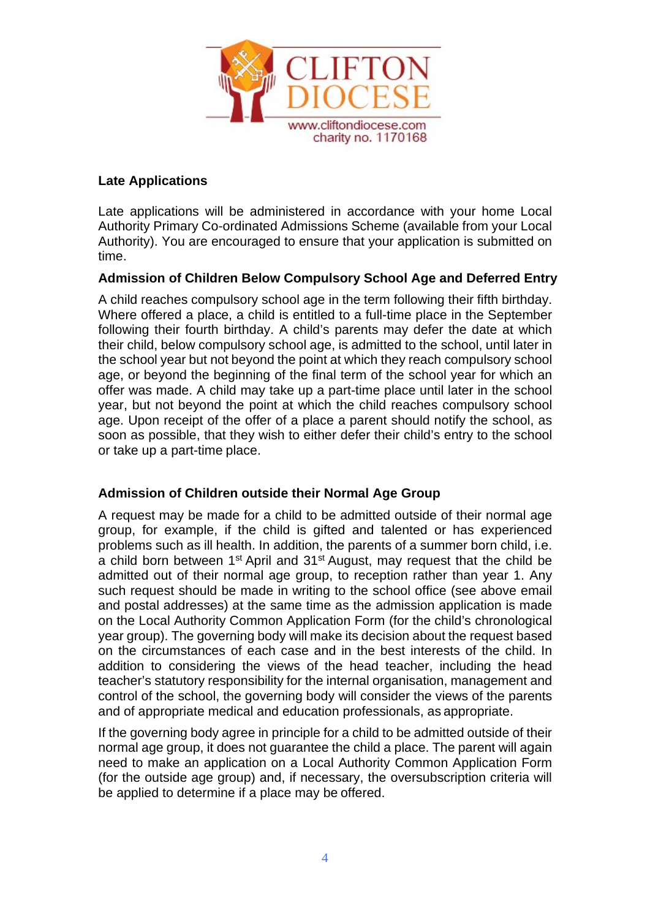### Late Applications

Late applications will be administered in accordance with your home Local Authority Primary Co-ordinated Admissions Scheme (available from your Local Authority). You are encouraged to ensure that your application is submitted on time.

### Admission of Children Below Compulsory School Age and Deferred Entry

A child reaches compulsory school age in the term following their fifth birthday. Where offered a place, a child is entitled to a full-time place in the September following their fourth birthday. A child's parents may defer the date at which their child, below compulsory school age, is admitted to the school, until later in the school year but not beyond the point at which they reach compulsory school age, or beyond the beginning of the final term of the school year for which an offer was made. A child may take up a part-time place until later in the school year, but not beyond the point at which the child reaches compulsory school age. Upon receipt of the offer of a place a parent should notify the school, as soon as possible, that they wish to either defer their child's entry to the school or take up a part-time place.

### Admission of Children outside their Normal Age Group

A request may be made for a child to be admitted outside of their normal age group, for example, if the child is gifted and talented or has experienced problems such as ill health. In addition, the parents of a summer born child, i.e. a child born between 1st April and 31st August, may request that the child be admitted out of their normal age group, to reception rather than year 1. Any such request should be made in writing to the school office (see above email and postal addresses) at the same time as the admission application is made on the Local Authority Common Application Form (for the child's chronological year group). The governing body will make its decision about the request based on the circumstances of each case and in the best interests of the child. In addition to considering the views of the head teacher, including the head teacher's statutory responsibility for the internal organisation, management and control of the school, the governing body will consider the views of the parents and of appropriate medical and education professionals, as appropriate.

If the governing body agree in principle for a child to be admitted outside of their normal age group, it does not guarantee the child a place. The parent will again need to make an application on a Local Authority Common Application Form (for the outside age group) and, if necessary, the oversubscription criteria will be applied to determine if a place may be offered.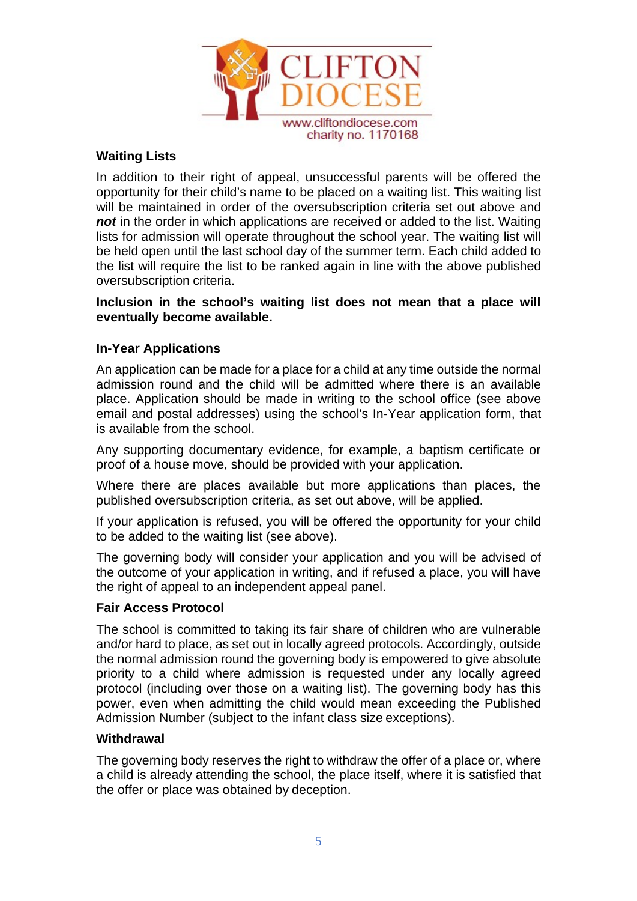## Waiting Lists

In addition to their right of appeal, unsuccessful parents will be offered the opportunity for their child's name to be placed on a waiting list. This waiting list will be maintained in order of the oversubscription criteria set out above and ***not*** in the order in which applications are received or added to the list. Waiting lists for admission will operate throughout the school year. The waiting list will be held open until the last school day of the summer term. Each child added to the list will require the list to be ranked again in line with the above published oversubscription criteria.

**Inclusion in the school's waiting list does not mean that a place will eventually become available.**

## In-Year Applications

An application can be made for a place for a child at any time outside the normal admission round and the child will be admitted where there is an available place. Application should be made in writing to the school office (see above email and postal addresses) using the school's In-Year application form, that is available from the school.

Any supporting documentary evidence, for example, a baptism certificate or proof of a house move, should be provided with your application.

Where there are places available but more applications than places, the published oversubscription criteria, as set out above, will be applied.

If your application is refused, you will be offered the opportunity for your child to be added to the waiting list (see above).

The governing body will consider your application and you will be advised of the outcome of your application in writing, and if refused a place, you will have the right of appeal to an independent appeal panel.

## Fair Access Protocol

The school is committed to taking its fair share of children who are vulnerable and/or hard to place, as set out in locally agreed protocols. Accordingly, outside the normal admission round the governing body is empowered to give absolute priority to a child where admission is requested under any locally agreed protocol (including over those on a waiting list). The governing body has this power, even when admitting the child would mean exceeding the Published Admission Number (subject to the infant class size exceptions).

## Withdrawal

The governing body reserves the right to withdraw the offer of a place or, where a child is already attending the school, the place itself, where it is satisfied that the offer or place was obtained by deception.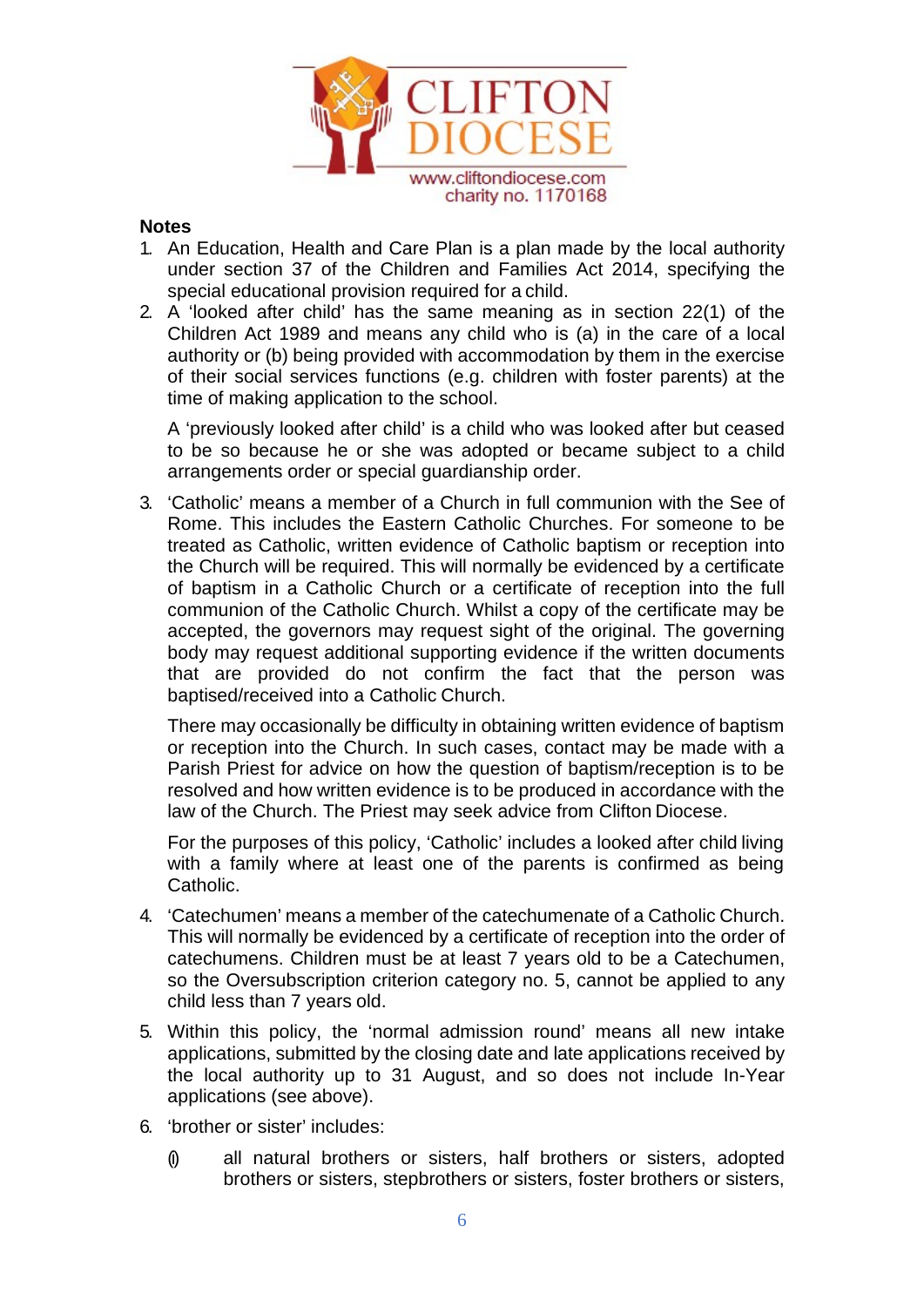**Notes**

1. An Education, Health and Care Plan is a plan made by the local authority under section 37 of the Children and Families Act 2014, specifying the special educational provision required for a child.
2. A 'looked after child' has the same meaning as in section 22(1) of the Children Act 1989 and means any child who is (a) in the care of a local authority or (b) being provided with accommodation by them in the exercise of their social services functions (e.g. children with foster parents) at the time of making application to the school.

   A 'previously looked after child' is a child who was looked after but ceased to be so because he or she was adopted or became subject to a child arrangements order or special guardianship order.

3. 'Catholic' means a member of a Church in full communion with the See of Rome. This includes the Eastern Catholic Churches. For someone to be treated as Catholic, written evidence of Catholic baptism or reception into the Church will be required. This will normally be evidenced by a certificate of baptism in a Catholic Church or a certificate of reception into the full communion of the Catholic Church. Whilst a copy of the certificate may be accepted, the governors may request sight of the original. The governing body may request additional supporting evidence if the written documents that are provided do not confirm the fact that the person was baptised/received into a Catholic Church.

   There may occasionally be difficulty in obtaining written evidence of baptism or reception into the Church. In such cases, contact may be made with a Parish Priest for advice on how the question of baptism/reception is to be resolved and how written evidence is to be produced in accordance with the law of the Church. The Priest may seek advice from Clifton Diocese.

   For the purposes of this policy, 'Catholic' includes a looked after child living with a family where at least one of the parents is confirmed as being Catholic.

4. 'Catechumen' means a member of the catechumenate of a Catholic Church. This will normally be evidenced by a certificate of reception into the order of catechumens. Children must be at least 7 years old to be a Catechumen, so the Oversubscription criterion category no. 5, cannot be applied to any child less than 7 years old.
5. Within this policy, the 'normal admission round' means all new intake applications, submitted by the closing date and late applications received by the local authority up to 31 August, and so does not include In-Year applications (see above).
6. 'brother or sister' includes:

   (i) all natural brothers or sisters, half brothers or sisters, adopted brothers or sisters, stepbrothers or sisters, foster brothers or sisters,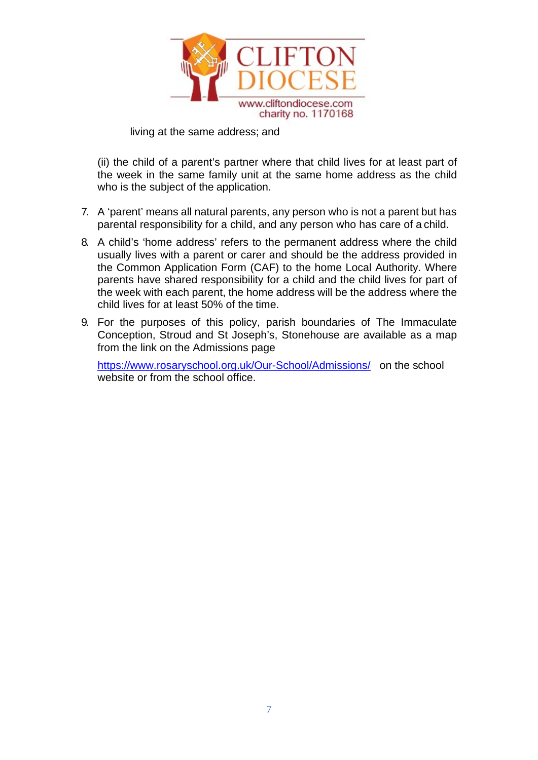living at the same address; and

(ii) the child of a parent's partner where that child lives for at least part of the week in the same family unit at the same home address as the child who is the subject of the application.

7. A 'parent' means all natural parents, any person who is not a parent but has parental responsibility for a child, and any person who has care of a child.
8. A child's 'home address' refers to the permanent address where the child usually lives with a parent or carer and should be the address provided in the Common Application Form (CAF) to the home Local Authority. Where parents have shared responsibility for a child and the child lives for part of the week with each parent, the home address will be the address where the child lives for at least 50% of the time.
9. For the purposes of this policy, parish boundaries of The Immaculate Conception, Stroud and St Joseph's, Stonehouse are available as a map from the link on the Admissions page

   https://www.rosaryschool.org.uk/Our-School/Admissions/ on the school website or from the school office.